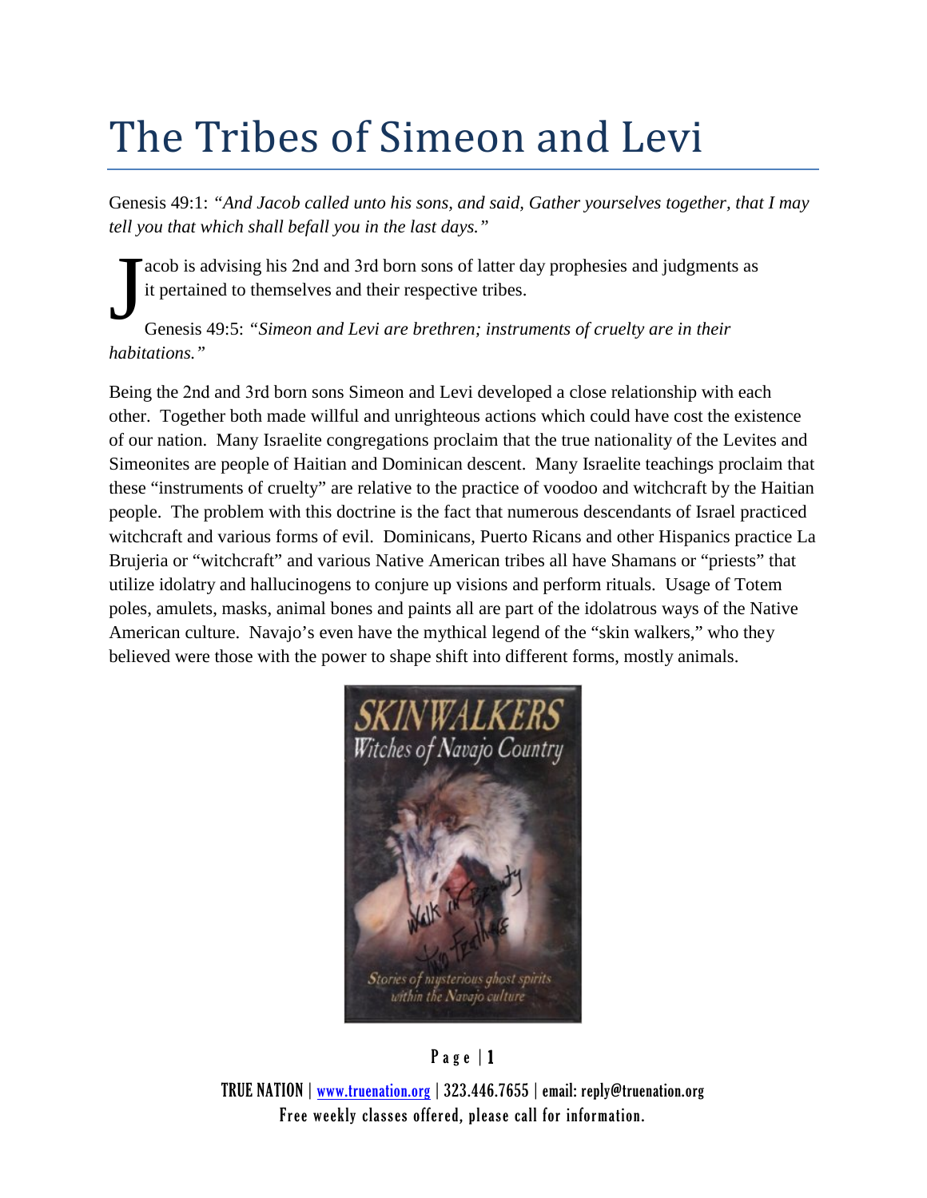# The Tribes of Simeon and Levi

Genesis 49:1: *"And Jacob called unto his sons, and said, Gather yourselves together, that I may tell you that which shall befall you in the last days."*

Jacob is advising his 2nd and 3rd born sons of latter day prophesies and judgments as it pertained to themselves and their respective tribes.

Genesis 49:5: *"Simeon and Levi are brethren; instruments of cruelty are in their habitations."*

Being the 2nd and 3rd born sons Simeon and Levi developed a close relationship with each other. Together both made willful and unrighteous actions which could have cost the existence of our nation. Many Israelite congregations proclaim that the true nationality of the Levites and Simeonites are people of Haitian and Dominican descent. Many Israelite teachings proclaim that these "instruments of cruelty" are relative to the practice of voodoo and witchcraft by the Haitian people. The problem with this doctrine is the fact that numerous descendants of Israel practiced witchcraft and various forms of evil. Dominicans, Puerto Ricans and other Hispanics practice La Brujeria or "witchcraft" and various Native American tribes all have Shamans or "priests" that utilize idolatry and hallucinogens to conjure up visions and perform rituals. Usage of Totem poles, amulets, masks, animal bones and paints all are part of the idolatrous ways of the Native American culture. Navajo's even have the mythical legend of the "skin walkers," who they believed were those with the power to shape shift into different forms, mostly animals.

SKINWALKERS
Witches of Navajo Country

Walk in Beauty
Two Feathers

Stories of mysterious ghost spirits within the Navajo culture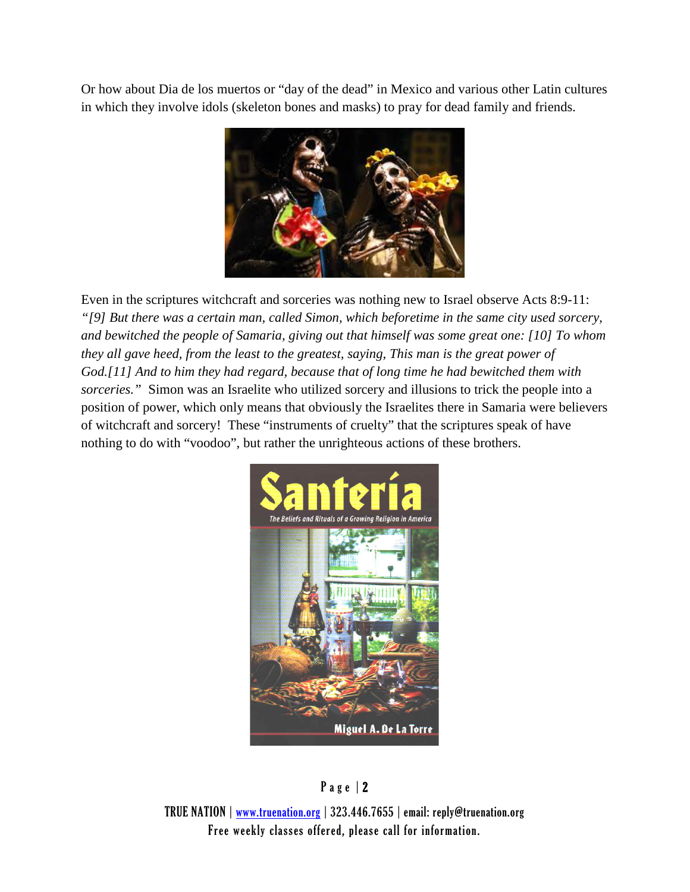Or how about Dia de los muertos or "day of the dead" in Mexico and various other Latin cultures in which they involve idols (skeleton bones and masks) to pray for dead family and friends.

Even in the scriptures witchcraft and sorceries was nothing new to Israel observe Acts 8:9-11: *"[9] But there was a certain man, called Simon, which beforetime in the same city used sorcery, and bewitched the people of Samaria, giving out that himself was some great one: [10] To whom they all gave heed, from the least to the greatest, saying, This man is the great power of God.[11] And to him they had regard, because that of long time he had bewitched them with sorceries."* Simon was an Israelite who utilized sorcery and illusions to trick the people into a position of power, which only means that obviously the Israelites there in Samaria were believers of witchcraft and sorcery! These "instruments of cruelty" that the scriptures speak of have nothing to do with "voodoo", but rather the unrighteous actions of these brothers.

TRUE NATION | www.truenation.org | 323.446.7655 | email: reply@truenation.org
Free weekly classes offered, please call for information.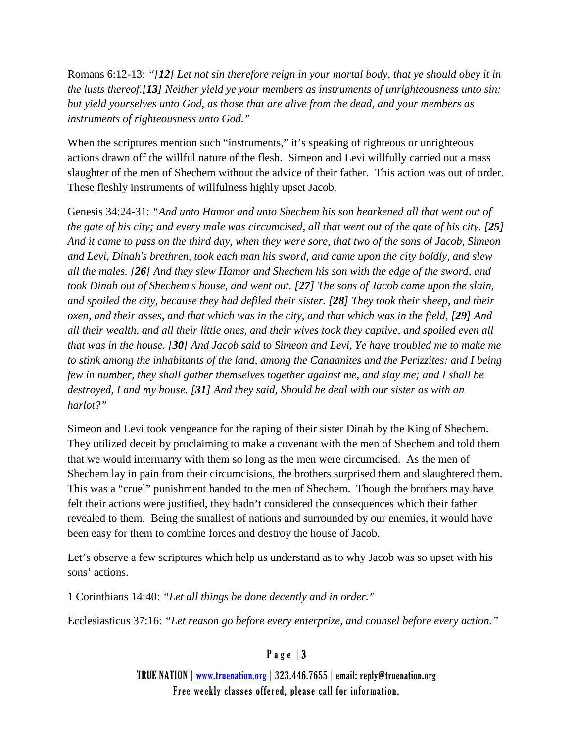Romans 6:12-13: *"[**12**] Let not sin therefore reign in your mortal body, that ye should obey it in the lusts thereof.[**13**] Neither yield ye your members as instruments of unrighteousness unto sin: but yield yourselves unto God, as those that are alive from the dead, and your members as instruments of righteousness unto God."*

When the scriptures mention such "instruments," it's speaking of righteous or unrighteous actions drawn off the willful nature of the flesh. Simeon and Levi willfully carried out a mass slaughter of the men of Shechem without the advice of their father. This action was out of order. These fleshly instruments of willfulness highly upset Jacob.

Genesis 34:24-31: *"And unto Hamor and unto Shechem his son hearkened all that went out of the gate of his city; and every male was circumcised, all that went out of the gate of his city. [**25**] And it came to pass on the third day, when they were sore, that two of the sons of Jacob, Simeon and Levi, Dinah's brethren, took each man his sword, and came upon the city boldly, and slew all the males. [**26**] And they slew Hamor and Shechem his son with the edge of the sword, and took Dinah out of Shechem's house, and went out. [**27**] The sons of Jacob came upon the slain, and spoiled the city, because they had defiled their sister. [**28**] They took their sheep, and their oxen, and their asses, and that which was in the city, and that which was in the field, [**29**] And all their wealth, and all their little ones, and their wives took they captive, and spoiled even all that was in the house. [**30**] And Jacob said to Simeon and Levi, Ye have troubled me to make me to stink among the inhabitants of the land, among the Canaanites and the Perizzites: and I being few in number, they shall gather themselves together against me, and slay me; and I shall be destroyed, I and my house. [**31**] And they said, Should he deal with our sister as with an harlot?"*

Simeon and Levi took vengeance for the raping of their sister Dinah by the King of Shechem. They utilized deceit by proclaiming to make a covenant with the men of Shechem and told them that we would intermarry with them so long as the men were circumcised. As the men of Shechem lay in pain from their circumcisions, the brothers surprised them and slaughtered them. This was a "cruel" punishment handed to the men of Shechem. Though the brothers may have felt their actions were justified, they hadn't considered the consequences which their father revealed to them. Being the smallest of nations and surrounded by our enemies, it would have been easy for them to combine forces and destroy the house of Jacob.

Let's observe a few scriptures which help us understand as to why Jacob was so upset with his sons' actions.

1 Corinthians 14:40: *"Let all things be done decently and in order."*

Ecclesiasticus 37:16: *"Let reason go before every enterprize, and counsel before every action."*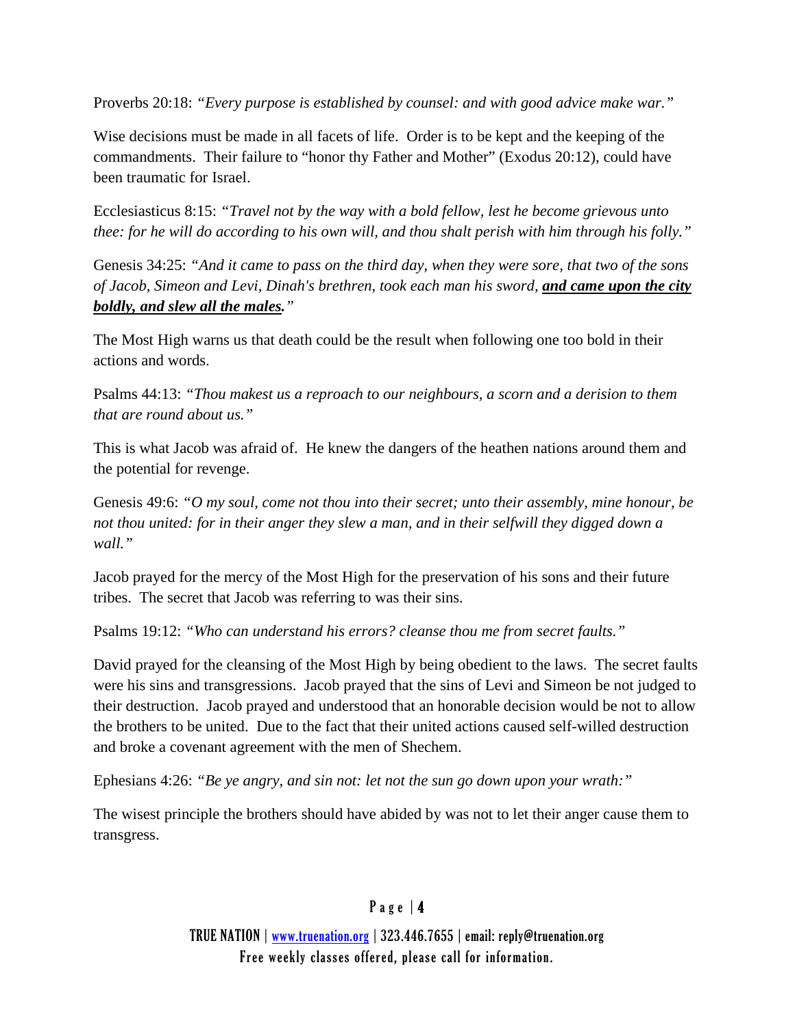Proverbs 20:18: *"Every purpose is established by counsel: and with good advice make war."*

Wise decisions must be made in all facets of life. Order is to be kept and the keeping of the commandments. Their failure to "honor thy Father and Mother" (Exodus 20:12), could have been traumatic for Israel.

Ecclesiasticus 8:15: *"Travel not by the way with a bold fellow, lest he become grievous unto thee: for he will do according to his own will, and thou shalt perish with him through his folly."*

Genesis 34:25: *"And it came to pass on the third day, when they were sore, that two of the sons of Jacob, Simeon and Levi, Dinah's brethren, took each man his sword,* ***and came upon the city boldly, and slew all the males.****"*

The Most High warns us that death could be the result when following one too bold in their actions and words.

Psalms 44:13: *"Thou makest us a reproach to our neighbours, a scorn and a derision to them that are round about us."*

This is what Jacob was afraid of. He knew the dangers of the heathen nations around them and the potential for revenge.

Genesis 49:6: *"O my soul, come not thou into their secret; unto their assembly, mine honour, be not thou united: for in their anger they slew a man, and in their selfwill they digged down a wall."*

Jacob prayed for the mercy of the Most High for the preservation of his sons and their future tribes. The secret that Jacob was referring to was their sins.

Psalms 19:12: *"Who can understand his errors? cleanse thou me from secret faults."*

David prayed for the cleansing of the Most High by being obedient to the laws. The secret faults were his sins and transgressions. Jacob prayed that the sins of Levi and Simeon be not judged to their destruction. Jacob prayed and understood that an honorable decision would be not to allow the brothers to be united. Due to the fact that their united actions caused self-willed destruction and broke a covenant agreement with the men of Shechem.

Ephesians 4:26: *"Be ye angry, and sin not: let not the sun go down upon your wrath:"*

The wisest principle the brothers should have abided by was not to let their anger cause them to transgress.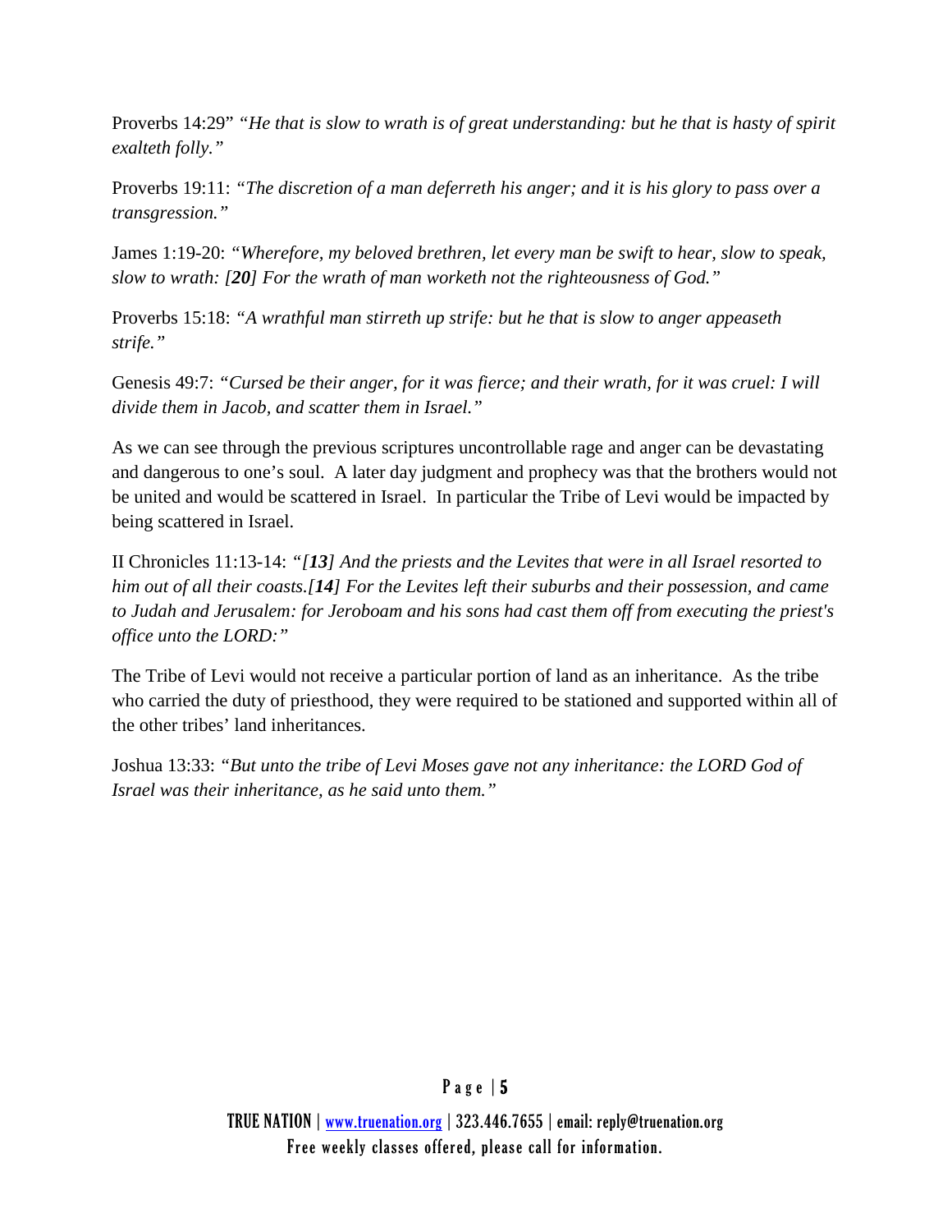Proverbs 14:29" *"He that is slow to wrath is of great understanding: but he that is hasty of spirit exalteth folly."*

Proverbs 19:11: *"The discretion of a man deferreth his anger; and it is his glory to pass over a transgression."*

James 1:19-20: *"Wherefore, my beloved brethren, let every man be swift to hear, slow to speak, slow to wrath: [**20**] For the wrath of man worketh not the righteousness of God."*

Proverbs 15:18: *"A wrathful man stirreth up strife: but he that is slow to anger appeaseth strife."*

Genesis 49:7: *"Cursed be their anger, for it was fierce; and their wrath, for it was cruel: I will divide them in Jacob, and scatter them in Israel."*

As we can see through the previous scriptures uncontrollable rage and anger can be devastating and dangerous to one's soul. A later day judgment and prophecy was that the brothers would not be united and would be scattered in Israel. In particular the Tribe of Levi would be impacted by being scattered in Israel.

II Chronicles 11:13-14: *"[**13**] And the priests and the Levites that were in all Israel resorted to him out of all their coasts.[**14**] For the Levites left their suburbs and their possession, and came to Judah and Jerusalem: for Jeroboam and his sons had cast them off from executing the priest's office unto the LORD:"*

The Tribe of Levi would not receive a particular portion of land as an inheritance. As the tribe who carried the duty of priesthood, they were required to be stationed and supported within all of the other tribes' land inheritances.

Joshua 13:33: *"But unto the tribe of Levi Moses gave not any inheritance: the LORD God of Israel was their inheritance, as he said unto them."*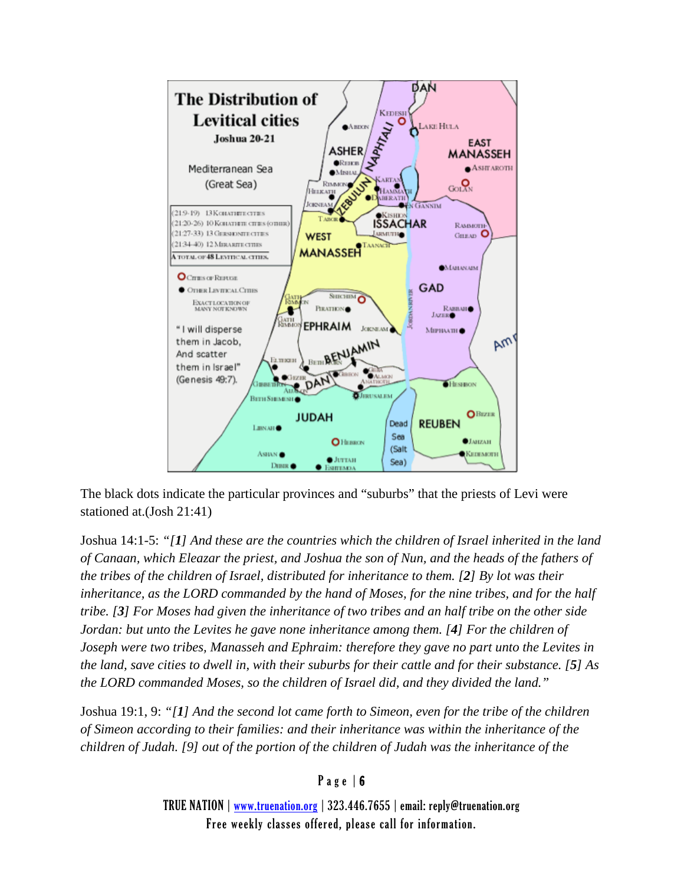The black dots indicate the particular provinces and "suburbs" that the priests of Levi were stationed at.(Josh 21:41)

Joshua 14:1-5: *"[**1**] And these are the countries which the children of Israel inherited in the land of Canaan, which Eleazar the priest, and Joshua the son of Nun, and the heads of the fathers of the tribes of the children of Israel, distributed for inheritance to them. [**2**] By lot was their inheritance, as the LORD commanded by the hand of Moses, for the nine tribes, and for the half tribe. [**3**] For Moses had given the inheritance of two tribes and an half tribe on the other side Jordan: but unto the Levites he gave none inheritance among them. [**4**] For the children of Joseph were two tribes, Manasseh and Ephraim: therefore they gave no part unto the Levites in the land, save cities to dwell in, with their suburbs for their cattle and for their substance. [**5**] As the LORD commanded Moses, so the children of Israel did, and they divided the land."*

Joshua 19:1, 9: *"[**1**] And the second lot came forth to Simeon, even for the tribe of the children of Simeon according to their families: and their inheritance was within the inheritance of the children of Judah. [9] out of the portion of the children of Judah was the inheritance of the*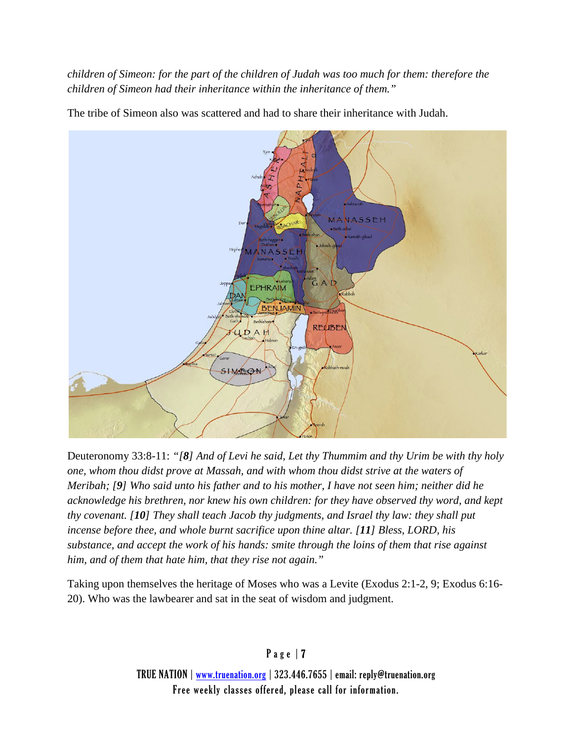*children of Simeon: for the part of the children of Judah was too much for them: therefore the children of Simeon had their inheritance within the inheritance of them."*

The tribe of Simeon also was scattered and had to share their inheritance with Judah.

Deuteronomy 33:8-11: *"[**8**] And of Levi he said, Let thy Thummim and thy Urim be with thy holy one, whom thou didst prove at Massah, and with whom thou didst strive at the waters of Meribah; [**9**] Who said unto his father and to his mother, I have not seen him; neither did he acknowledge his brethren, nor knew his own children: for they have observed thy word, and kept thy covenant. [**10**] They shall teach Jacob thy judgments, and Israel thy law: they shall put incense before thee, and whole burnt sacrifice upon thine altar. [**11**] Bless, LORD, his substance, and accept the work of his hands: smite through the loins of them that rise against him, and of them that hate him, that they rise not again."*

Taking upon themselves the heritage of Moses who was a Levite (Exodus 2:1-2, 9; Exodus 6:16-20). Who was the lawbearer and sat in the seat of wisdom and judgment.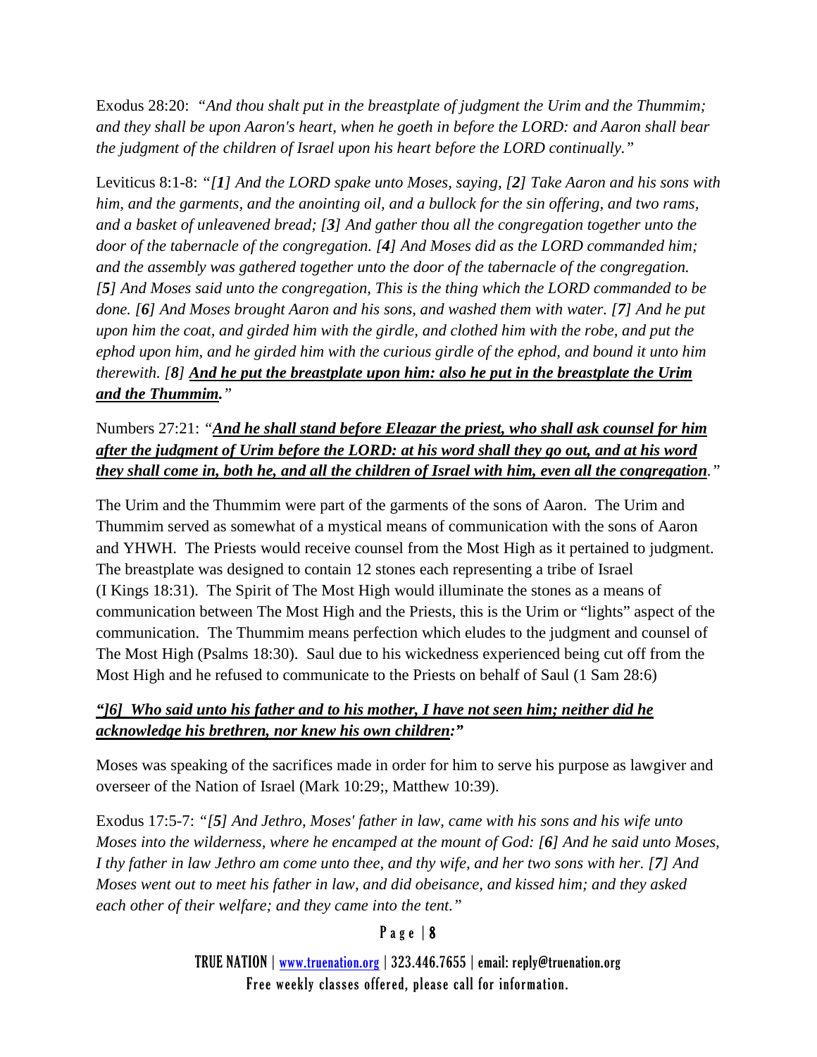Exodus 28:20: *"And thou shalt put in the breastplate of judgment the Urim and the Thummim; and they shall be upon Aaron's heart, when he goeth in before the LORD: and Aaron shall bear the judgment of the children of Israel upon his heart before the LORD continually."*

Leviticus 8:1-8: *"[**1**] And the LORD spake unto Moses, saying, [**2**] Take Aaron and his sons with him, and the garments, and the anointing oil, and a bullock for the sin offering, and two rams, and a basket of unleavened bread; [**3**] And gather thou all the congregation together unto the door of the tabernacle of the congregation. [**4**] And Moses did as the LORD commanded him; and the assembly was gathered together unto the door of the tabernacle of the congregation. [**5**] And Moses said unto the congregation, This is the thing which the LORD commanded to be done. [**6**] And Moses brought Aaron and his sons, and washed them with water. [**7**] And he put upon him the coat, and girded him with the girdle, and clothed him with the robe, and put the ephod upon him, and he girded him with the curious girdle of the ephod, and bound it unto him therewith. [**8**] **And he put the breastplate upon him: also he put in the breastplate the Urim and the Thummim**."*

Numbers 27:21: *"**And he shall stand before Eleazar the priest, who shall ask counsel for him after the judgment of Urim before the LORD: at his word shall they go out, and at his word they shall come in, both he, and all the children of Israel with him, even all the congregation**."*

The Urim and the Thummim were part of the garments of the sons of Aaron. The Urim and Thummim served as somewhat of a mystical means of communication with the sons of Aaron and YHWH. The Priests would receive counsel from the Most High as it pertained to judgment. The breastplate was designed to contain 12 stones each representing a tribe of Israel (I Kings 18:31). The Spirit of The Most High would illuminate the stones as a means of communication between The Most High and the Priests, this is the Urim or "lights" aspect of the communication. The Thummim means perfection which eludes to the judgment and counsel of The Most High (Psalms 18:30). Saul due to his wickedness experienced being cut off from the Most High and he refused to communicate to the Priests on behalf of Saul (1 Sam 28:6)

***"]6] Who said unto his father and to his mother, I have not seen him; neither did he acknowledge his brethren, nor knew his own children:"***

Moses was speaking of the sacrifices made in order for him to serve his purpose as lawgiver and overseer of the Nation of Israel (Mark 10:29;, Matthew 10:39).

Exodus 17:5-7: *"[**5**] And Jethro, Moses' father in law, came with his sons and his wife unto Moses into the wilderness, where he encamped at the mount of God: [**6**] And he said unto Moses, I thy father in law Jethro am come unto thee, and thy wife, and her two sons with her. [**7**] And Moses went out to meet his father in law, and did obeisance, and kissed him; and they asked each other of their welfare; and they came into the tent."*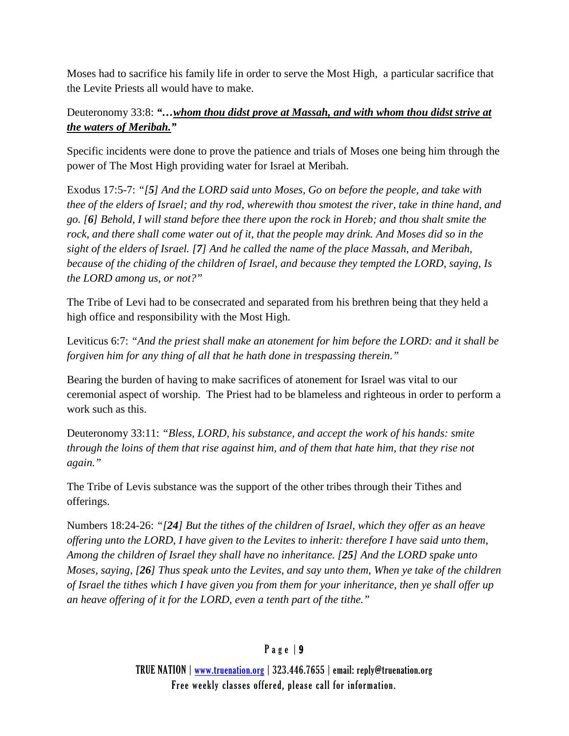Moses had to sacrifice his family life in order to serve the Most High, a particular sacrifice that the Levite Priests all would have to make.

Deuteronomy 33:8: ***"…<u>whom thou didst prove at Massah, and with whom thou didst strive at the waters of Meribah.</u>"***

Specific incidents were done to prove the patience and trials of Moses one being him through the power of The Most High providing water for Israel at Meribah.

Exodus 17:5-7: *"[**5**] And the LORD said unto Moses, Go on before the people, and take with thee of the elders of Israel; and thy rod, wherewith thou smotest the river, take in thine hand, and go. [**6**] Behold, I will stand before thee there upon the rock in Horeb; and thou shalt smite the rock, and there shall come water out of it, that the people may drink. And Moses did so in the sight of the elders of Israel. [**7**] And he called the name of the place Massah, and Meribah, because of the chiding of the children of Israel, and because they tempted the LORD, saying, Is the LORD among us, or not?"*

The Tribe of Levi had to be consecrated and separated from his brethren being that they held a high office and responsibility with the Most High.

Leviticus 6:7: *"And the priest shall make an atonement for him before the LORD: and it shall be forgiven him for any thing of all that he hath done in trespassing therein."*

Bearing the burden of having to make sacrifices of atonement for Israel was vital to our ceremonial aspect of worship. The Priest had to be blameless and righteous in order to perform a work such as this.

Deuteronomy 33:11: *"Bless, LORD, his substance, and accept the work of his hands: smite through the loins of them that rise against him, and of them that hate him, that they rise not again."*

The Tribe of Levis substance was the support of the other tribes through their Tithes and offerings.

Numbers 18:24-26: *"[**24**] But the tithes of the children of Israel, which they offer as an heave offering unto the LORD, I have given to the Levites to inherit: therefore I have said unto them, Among the children of Israel they shall have no inheritance. [**25**] And the LORD spake unto Moses, saying, [**26**] Thus speak unto the Levites, and say unto them, When ye take of the children of Israel the tithes which I have given you from them for your inheritance, then ye shall offer up an heave offering of it for the LORD, even a tenth part of the tithe."*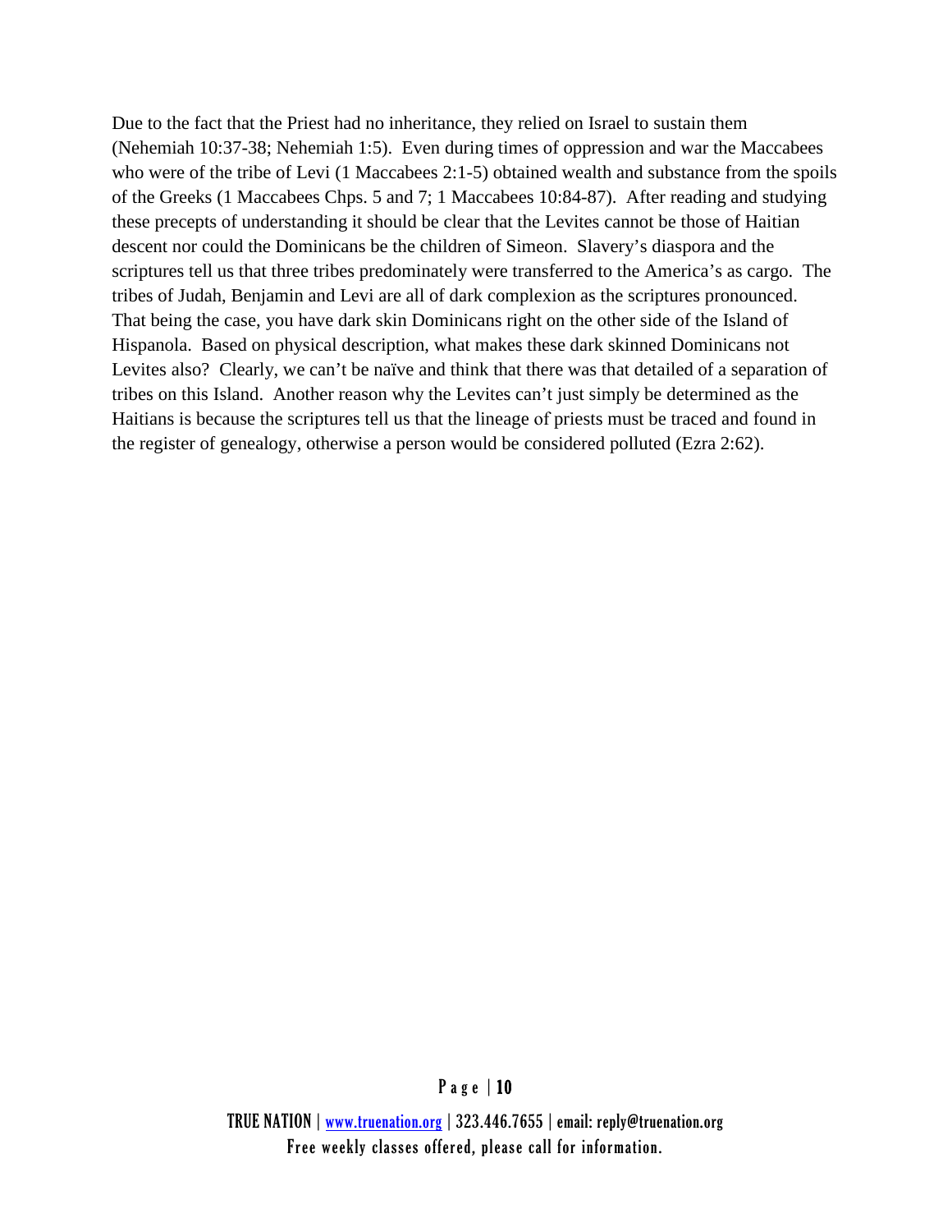Due to the fact that the Priest had no inheritance, they relied on Israel to sustain them (Nehemiah 10:37-38; Nehemiah 1:5). Even during times of oppression and war the Maccabees who were of the tribe of Levi (1 Maccabees 2:1-5) obtained wealth and substance from the spoils of the Greeks (1 Maccabees Chps. 5 and 7; 1 Maccabees 10:84-87). After reading and studying these precepts of understanding it should be clear that the Levites cannot be those of Haitian descent nor could the Dominicans be the children of Simeon. Slavery's diaspora and the scriptures tell us that three tribes predominately were transferred to the America's as cargo. The tribes of Judah, Benjamin and Levi are all of dark complexion as the scriptures pronounced. That being the case, you have dark skin Dominicans right on the other side of the Island of Hispanola. Based on physical description, what makes these dark skinned Dominicans not Levites also? Clearly, we can't be naïve and think that there was that detailed of a separation of tribes on this Island. Another reason why the Levites can't just simply be determined as the Haitians is because the scriptures tell us that the lineage of priests must be traced and found in the register of genealogy, otherwise a person would be considered polluted (Ezra 2:62).